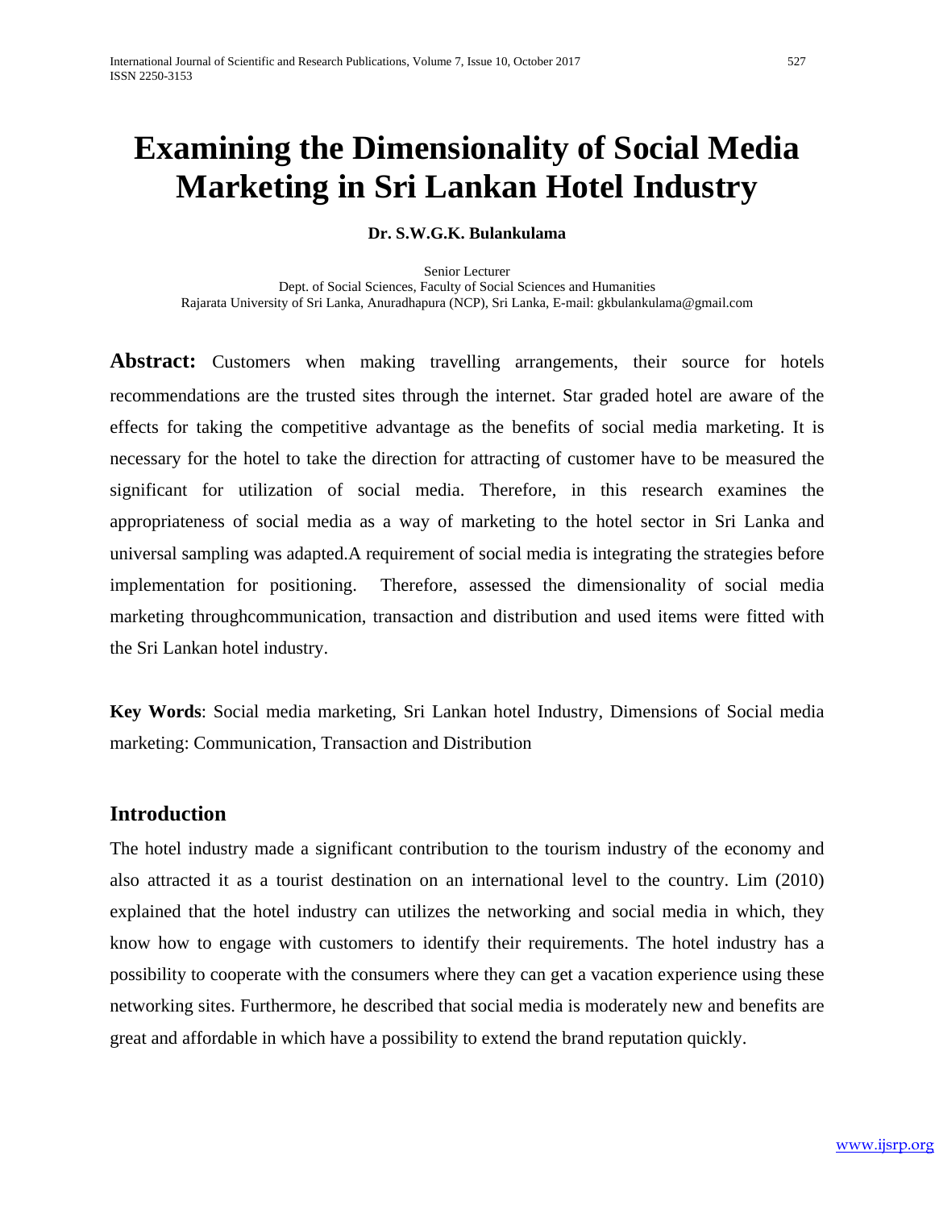# Examining the Dimensionality of Social Media Marketing in Sri Lankan Hotel Industry

**Dr. S.W.G.K. Bulankulama**

Senior Lecturer
Dept. of Social Sciences, Faculty of Social Sciences and Humanities
Rajarata University of Sri Lanka, Anuradhapura (NCP), Sri Lanka, E-mail: gkbulankulama@gmail.com

**Abstract:** Customers when making travelling arrangements, their source for hotels recommendations are the trusted sites through the internet. Star graded hotel are aware of the effects for taking the competitive advantage as the benefits of social media marketing. It is necessary for the hotel to take the direction for attracting of customer have to be measured the significant for utilization of social media. Therefore, in this research examines the appropriateness of social media as a way of marketing to the hotel sector in Sri Lanka and universal sampling was adapted.A requirement of social media is integrating the strategies before implementation for positioning. Therefore, assessed the dimensionality of social media marketing throughcommunication, transaction and distribution and used items were fitted with the Sri Lankan hotel industry.

**Key Words**: Social media marketing, Sri Lankan hotel Industry, Dimensions of Social media marketing: Communication, Transaction and Distribution

## Introduction

The hotel industry made a significant contribution to the tourism industry of the economy and also attracted it as a tourist destination on an international level to the country. Lim (2010) explained that the hotel industry can utilizes the networking and social media in which, they know how to engage with customers to identify their requirements. The hotel industry has a possibility to cooperate with the consumers where they can get a vacation experience using these networking sites. Furthermore, he described that social media is moderately new and benefits are great and affordable in which have a possibility to extend the brand reputation quickly.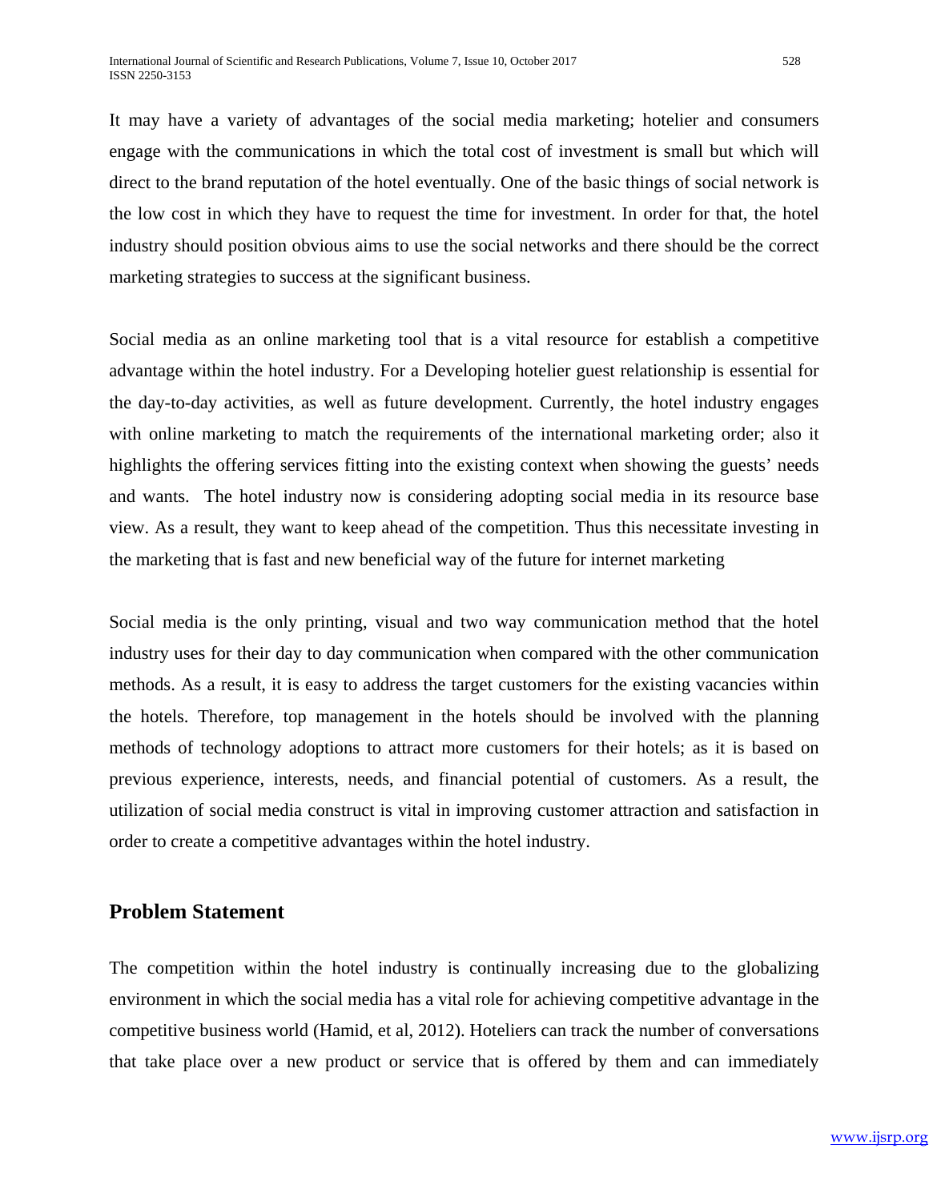It may have a variety of advantages of the social media marketing; hotelier and consumers engage with the communications in which the total cost of investment is small but which will direct to the brand reputation of the hotel eventually. One of the basic things of social network is the low cost in which they have to request the time for investment. In order for that, the hotel industry should position obvious aims to use the social networks and there should be the correct marketing strategies to success at the significant business.

Social media as an online marketing tool that is a vital resource for establish a competitive advantage within the hotel industry. For a Developing hotelier guest relationship is essential for the day-to-day activities, as well as future development. Currently, the hotel industry engages with online marketing to match the requirements of the international marketing order; also it highlights the offering services fitting into the existing context when showing the guests' needs and wants. The hotel industry now is considering adopting social media in its resource base view. As a result, they want to keep ahead of the competition. Thus this necessitate investing in the marketing that is fast and new beneficial way of the future for internet marketing

Social media is the only printing, visual and two way communication method that the hotel industry uses for their day to day communication when compared with the other communication methods. As a result, it is easy to address the target customers for the existing vacancies within the hotels. Therefore, top management in the hotels should be involved with the planning methods of technology adoptions to attract more customers for their hotels; as it is based on previous experience, interests, needs, and financial potential of customers. As a result, the utilization of social media construct is vital in improving customer attraction and satisfaction in order to create a competitive advantages within the hotel industry.

## Problem Statement

The competition within the hotel industry is continually increasing due to the globalizing environment in which the social media has a vital role for achieving competitive advantage in the competitive business world (Hamid, et al, 2012). Hoteliers can track the number of conversations that take place over a new product or service that is offered by them and can immediately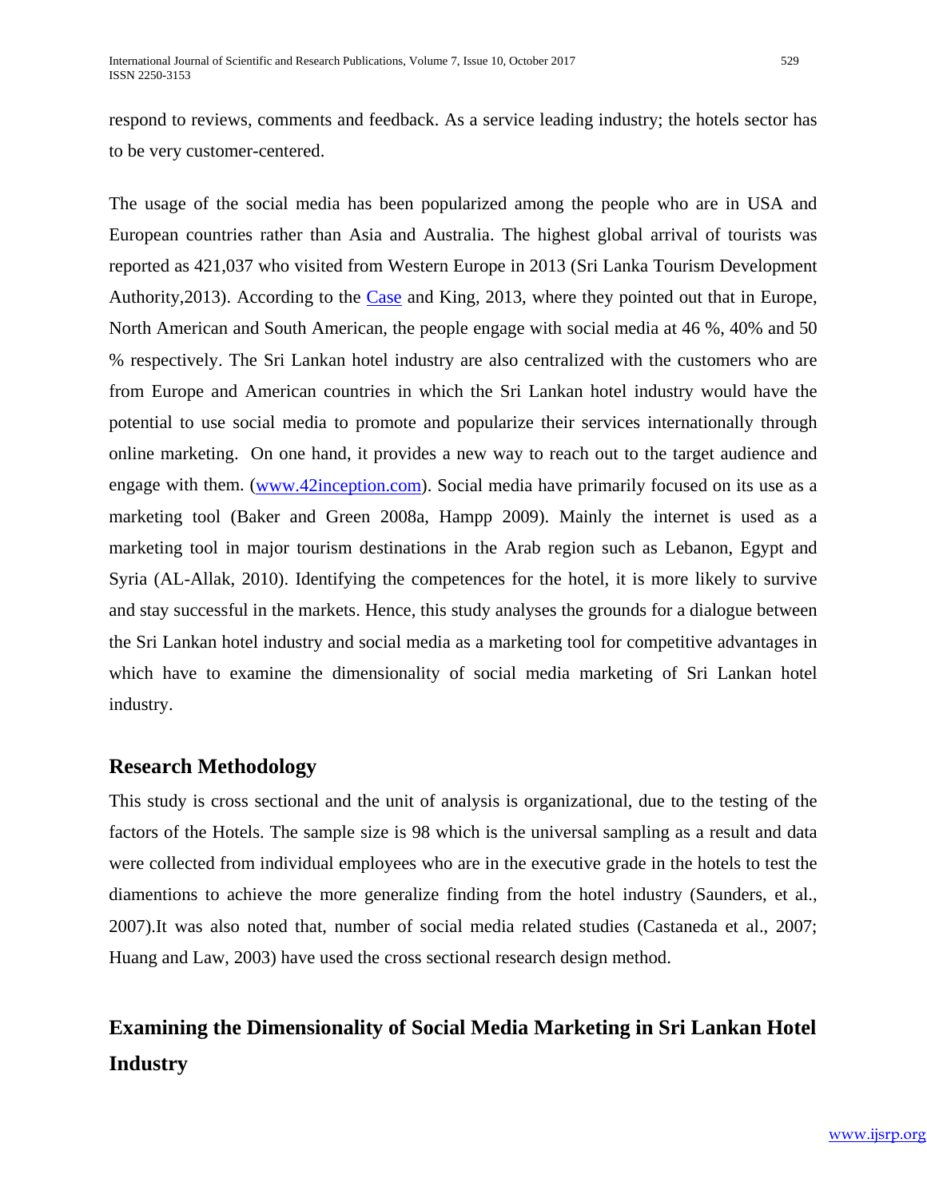respond to reviews, comments and feedback. As a service leading industry; the hotels sector has to be very customer-centered.

The usage of the social media has been popularized among the people who are in USA and European countries rather than Asia and Australia. The highest global arrival of tourists was reported as 421,037 who visited from Western Europe in 2013 (Sri Lanka Tourism Development Authority,2013). According to the Case and King, 2013, where they pointed out that in Europe, North American and South American, the people engage with social media at 46 %, 40% and 50 % respectively. The Sri Lankan hotel industry are also centralized with the customers who are from Europe and American countries in which the Sri Lankan hotel industry would have the potential to use social media to promote and popularize their services internationally through online marketing.  On one hand, it provides a new way to reach out to the target audience and engage with them. (www.42inception.com). Social media have primarily focused on its use as a marketing tool (Baker and Green 2008a, Hampp 2009). Mainly the internet is used as a marketing tool in major tourism destinations in the Arab region such as Lebanon, Egypt and Syria (AL-Allak, 2010). Identifying the competences for the hotel, it is more likely to survive and stay successful in the markets. Hence, this study analyses the grounds for a dialogue between the Sri Lankan hotel industry and social media as a marketing tool for competitive advantages in which have to examine the dimensionality of social media marketing of Sri Lankan hotel industry.

## Research Methodology

This study is cross sectional and the unit of analysis is organizational, due to the testing of the factors of the Hotels. The sample size is 98 which is the universal sampling as a result and data were collected from individual employees who are in the executive grade in the hotels to test the diamentions to achieve the more generalize finding from the hotel industry (Saunders, et al., 2007).It was also noted that, number of social media related studies (Castaneda et al., 2007; Huang and Law, 2003) have used the cross sectional research design method.

## Examining the Dimensionality of Social Media Marketing in Sri Lankan Hotel Industry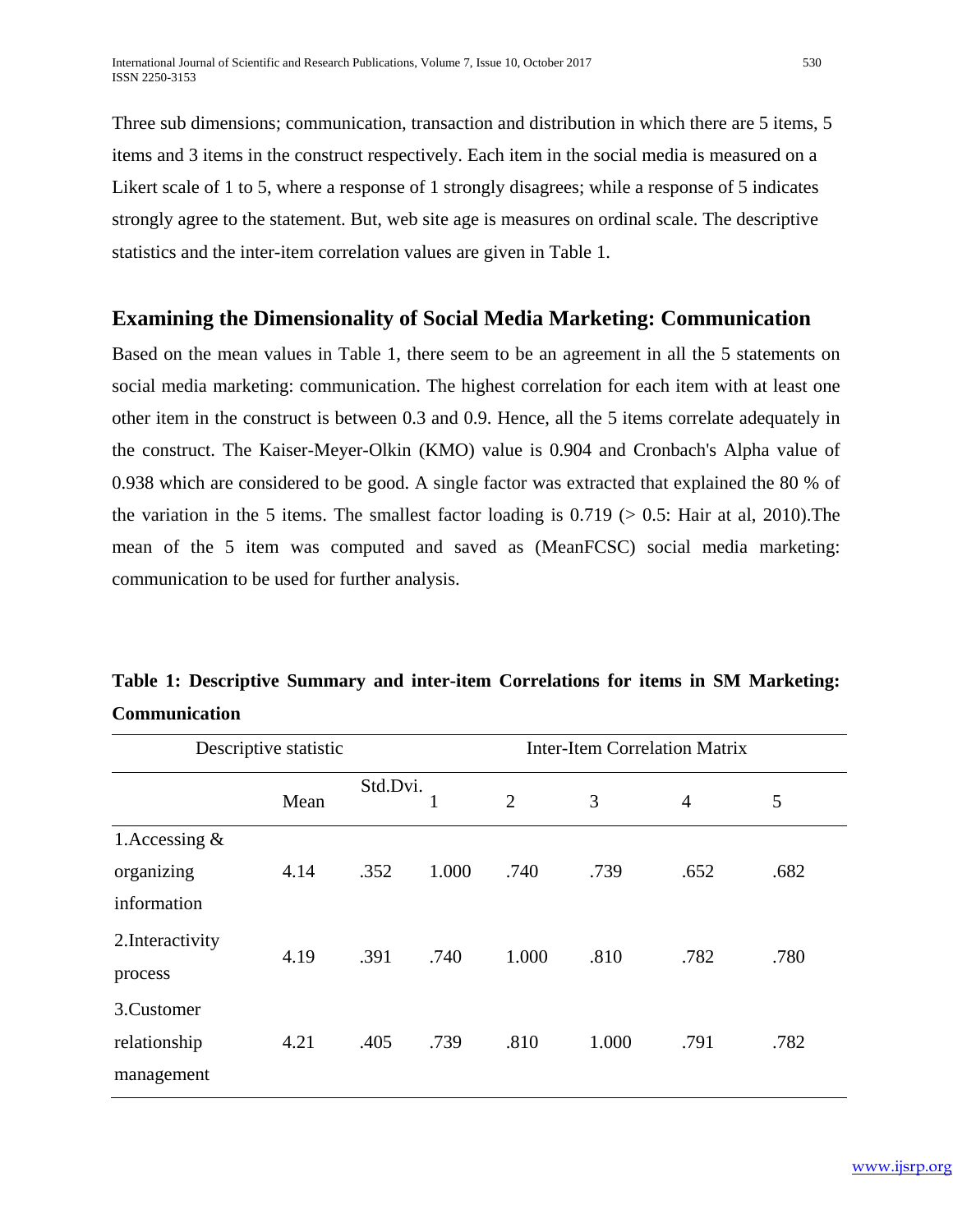Three sub dimensions; communication, transaction and distribution in which there are 5 items, 5 items and 3 items in the construct respectively. Each item in the social media is measured on a Likert scale of 1 to 5, where a response of 1 strongly disagrees; while a response of 5 indicates strongly agree to the statement. But, web site age is measures on ordinal scale. The descriptive statistics and the inter-item correlation values are given in Table 1.

## Examining the Dimensionality of Social Media Marketing: Communication

Based on the mean values in Table 1, there seem to be an agreement in all the 5 statements on social media marketing: communication. The highest correlation for each item with at least one other item in the construct is between 0.3 and 0.9. Hence, all the 5 items correlate adequately in the construct. The Kaiser-Meyer-Olkin (KMO) value is 0.904 and Cronbach's Alpha value of 0.938 which are considered to be good. A single factor was extracted that explained the 80 % of the variation in the 5 items. The smallest factor loading is 0.719 (> 0.5: Hair at al, 2010).The mean of the 5 item was computed and saved as (MeanFCSC) social media marketing: communication to be used for further analysis.

**Table 1: Descriptive Summary and inter-item Correlations for items in SM Marketing: Communication**

| Descriptive statistic | | | Inter-Item Correlation Matrix | | | | |
|---|---|---|---|---|---|---|---|
| | Mean | Std.Dvi. | 1 | 2 | 3 | 4 | 5 |
| 1.Accessing & organizing information | 4.14 | .352 | 1.000 | .740 | .739 | .652 | .682 |
| 2.Interactivity process | 4.19 | .391 | .740 | 1.000 | .810 | .782 | .780 |
| 3.Customer relationship management | 4.21 | .405 | .739 | .810 | 1.000 | .791 | .782 |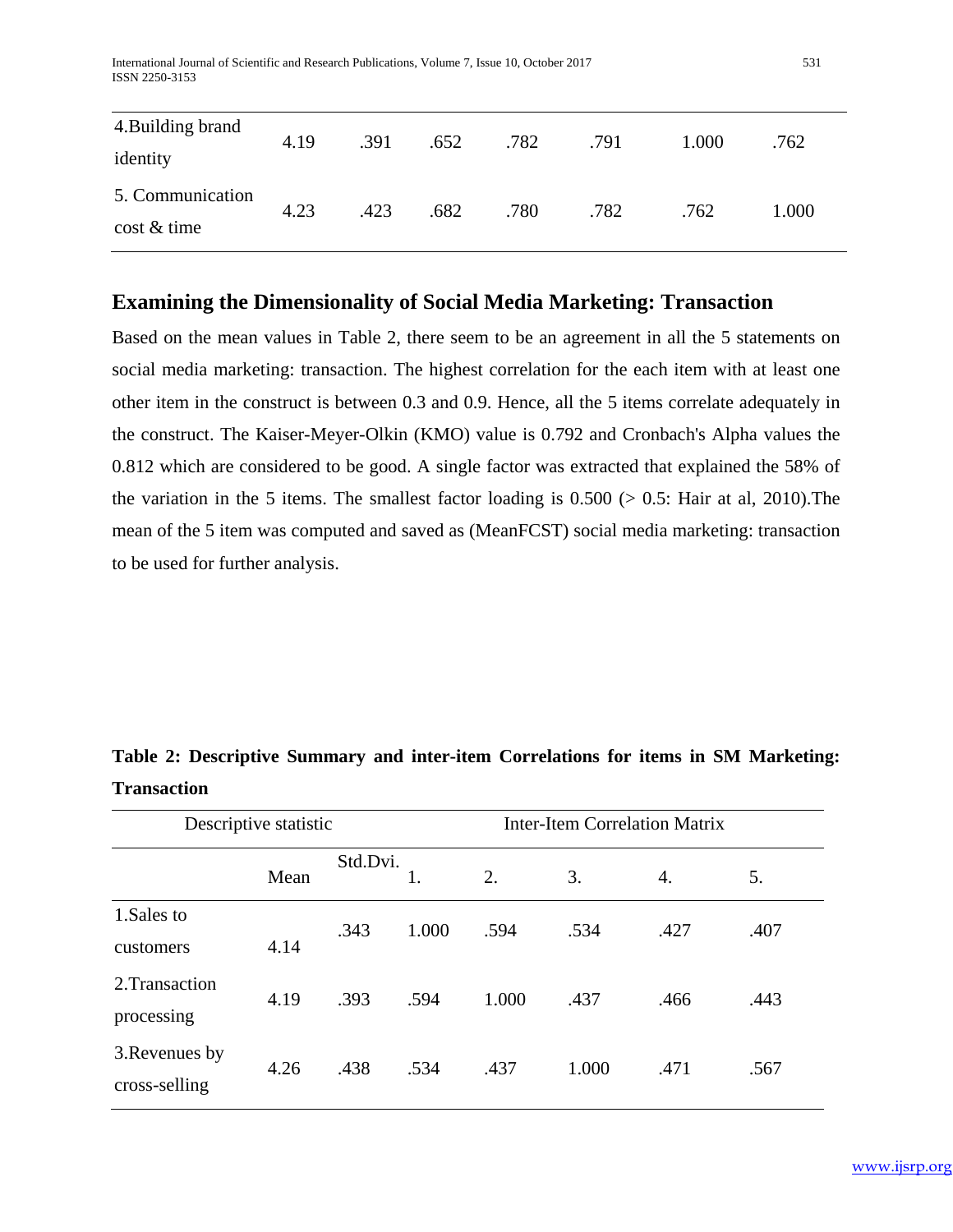| | | | | | | | |
|---|---|---|---|---|---|---|---|
| 4.Building brand identity | 4.19 | .391 | .652 | .782 | .791 | 1.000 | .762 |
| 5. Communication cost & time | 4.23 | .423 | .682 | .780 | .782 | .762 | 1.000 |

## Examining the Dimensionality of Social Media Marketing: Transaction

Based on the mean values in Table 2, there seem to be an agreement in all the 5 statements on social media marketing: transaction. The highest correlation for the each item with at least one other item in the construct is between 0.3 and 0.9. Hence, all the 5 items correlate adequately in the construct. The Kaiser-Meyer-Olkin (KMO) value is 0.792 and Cronbach's Alpha values the 0.812 which are considered to be good. A single factor was extracted that explained the 58% of the variation in the 5 items. The smallest factor loading is 0.500 (> 0.5: Hair at al, 2010).The mean of the 5 item was computed and saved as (MeanFCST) social media marketing: transaction to be used for further analysis.

**Table 2: Descriptive Summary and inter-item Correlations for items in SM Marketing: Transaction**

| Descriptive statistic | | | Inter-Item Correlation Matrix | | | | |
|---|---|---|---|---|---|---|---|
| | Mean | Std.Dvi. | 1. | 2. | 3. | 4. | 5. |
| 1.Sales to customers | 4.14 | .343 | 1.000 | .594 | .534 | .427 | .407 |
| 2.Transaction processing | 4.19 | .393 | .594 | 1.000 | .437 | .466 | .443 |
| 3.Revenues by cross-selling | 4.26 | .438 | .534 | .437 | 1.000 | .471 | .567 |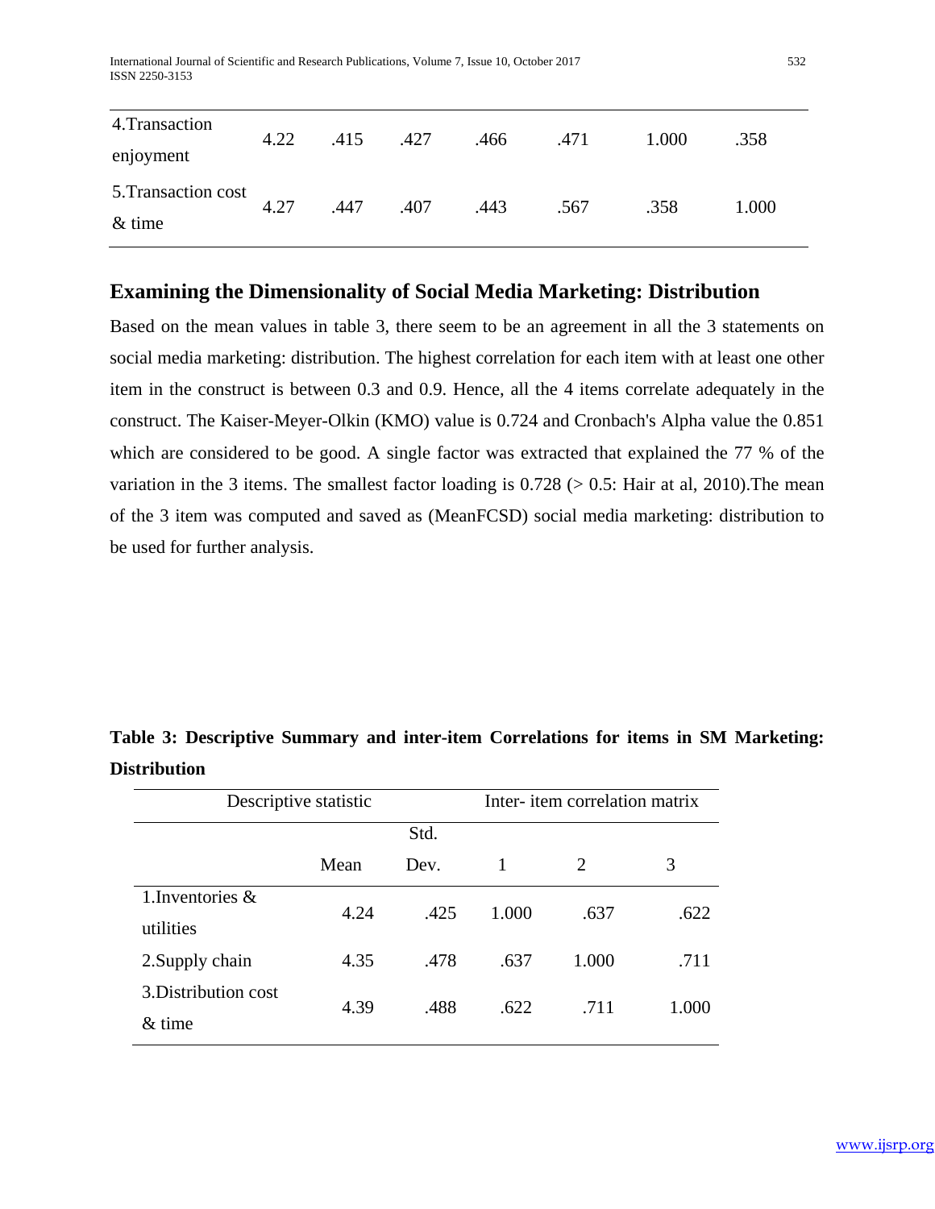| | | | | | | | |
|---|---|---|---|---|---|---|---|
| 4.Transaction enjoyment | 4.22 | .415 | .427 | .466 | .471 | 1.000 | .358 |
| 5.Transaction cost & time | 4.27 | .447 | .407 | .443 | .567 | .358 | 1.000 |

## Examining the Dimensionality of Social Media Marketing: Distribution

Based on the mean values in table 3, there seem to be an agreement in all the 3 statements on social media marketing: distribution. The highest correlation for each item with at least one other item in the construct is between 0.3 and 0.9. Hence, all the 4 items correlate adequately in the construct. The Kaiser-Meyer-Olkin (KMO) value is 0.724 and Cronbach's Alpha value the 0.851 which are considered to be good. A single factor was extracted that explained the 77 % of the variation in the 3 items. The smallest factor loading is 0.728 (> 0.5: Hair at al, 2010).The mean of the 3 item was computed and saved as (MeanFCSD) social media marketing: distribution to be used for further analysis.

**Table 3: Descriptive Summary and inter-item Correlations for items in SM Marketing: Distribution**

| Descriptive statistic | | | Inter- item correlation matrix | | |
|---|---|---|---|---|---|
| | Mean | Std. Dev. | 1 | 2 | 3 |
| 1.Inventories & utilities | 4.24 | .425 | 1.000 | .637 | .622 |
| 2.Supply chain | 4.35 | .478 | .637 | 1.000 | .711 |
| 3.Distribution cost & time | 4.39 | .488 | .622 | .711 | 1.000 |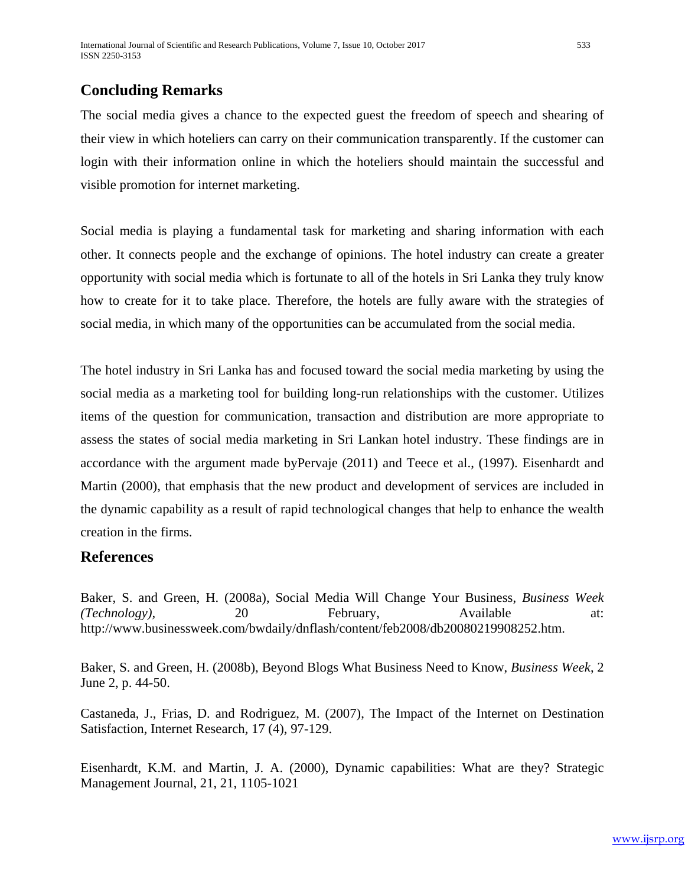## Concluding Remarks

The social media gives a chance to the expected guest the freedom of speech and shearing of their view in which hoteliers can carry on their communication transparently. If the customer can login with their information online in which the hoteliers should maintain the successful and visible promotion for internet marketing.

Social media is playing a fundamental task for marketing and sharing information with each other. It connects people and the exchange of opinions. The hotel industry can create a greater opportunity with social media which is fortunate to all of the hotels in Sri Lanka they truly know how to create for it to take place. Therefore, the hotels are fully aware with the strategies of social media, in which many of the opportunities can be accumulated from the social media.

The hotel industry in Sri Lanka has and focused toward the social media marketing by using the social media as a marketing tool for building long-run relationships with the customer. Utilizes items of the question for communication, transaction and distribution are more appropriate to assess the states of social media marketing in Sri Lankan hotel industry. These findings are in accordance with the argument made byPervaje (2011) and Teece et al., (1997). Eisenhardt and Martin (2000), that emphasis that the new product and development of services are included in the dynamic capability as a result of rapid technological changes that help to enhance the wealth creation in the firms.

## References

Baker, S. and Green, H. (2008a), Social Media Will Change Your Business, *Business Week (Technology)*, 20 February, Available at: http://www.businessweek.com/bwdaily/dnflash/content/feb2008/db20080219908252.htm.

Baker, S. and Green, H. (2008b), Beyond Blogs What Business Need to Know, *Business Week*, 2 June 2, p. 44-50.

Castaneda, J., Frias, D. and Rodriguez, M. (2007), The Impact of the Internet on Destination Satisfaction, Internet Research, 17 (4), 97-129.

Eisenhardt, K.M. and Martin, J. A. (2000), Dynamic capabilities: What are they? Strategic Management Journal, 21, 21, 1105-1021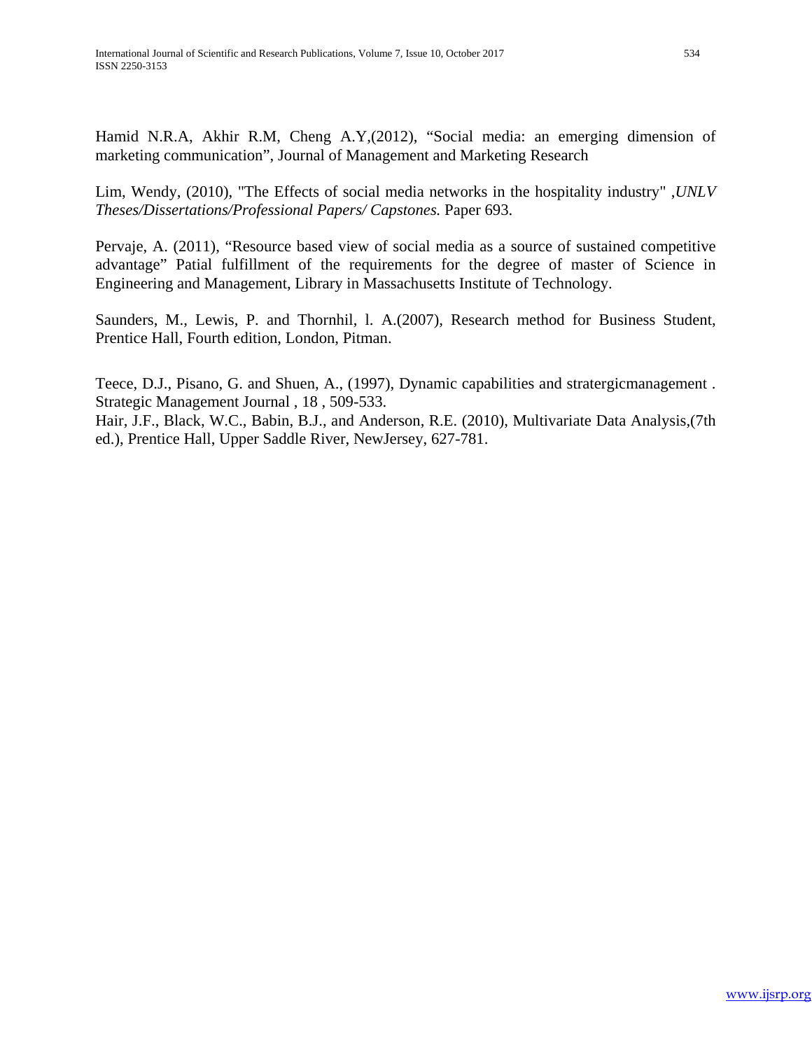Hamid N.R.A, Akhir R.M, Cheng A.Y,(2012), “Social media: an emerging dimension of marketing communication”, Journal of Management and Marketing Research

Lim, Wendy, (2010), "The Effects of social media networks in the hospitality industry" ,*UNLV Theses/Dissertations/Professional Papers/ Capstones.* Paper 693.

Pervaje, A. (2011), “Resource based view of social media as a source of sustained competitive advantage” Patial fulfillment of the requirements for the degree of master of Science in Engineering and Management, Library in Massachusetts Institute of Technology.

Saunders, M., Lewis, P. and Thornhil, l. A.(2007), Research method for Business Student, Prentice Hall, Fourth edition, London, Pitman.

Teece, D.J., Pisano, G. and Shuen, A., (1997), Dynamic capabilities and stratergicmanagement . Strategic Management Journal , 18 , 509-533.

Hair, J.F., Black, W.C., Babin, B.J., and Anderson, R.E. (2010), Multivariate Data Analysis,(7th ed.), Prentice Hall, Upper Saddle River, NewJersey, 627-781.